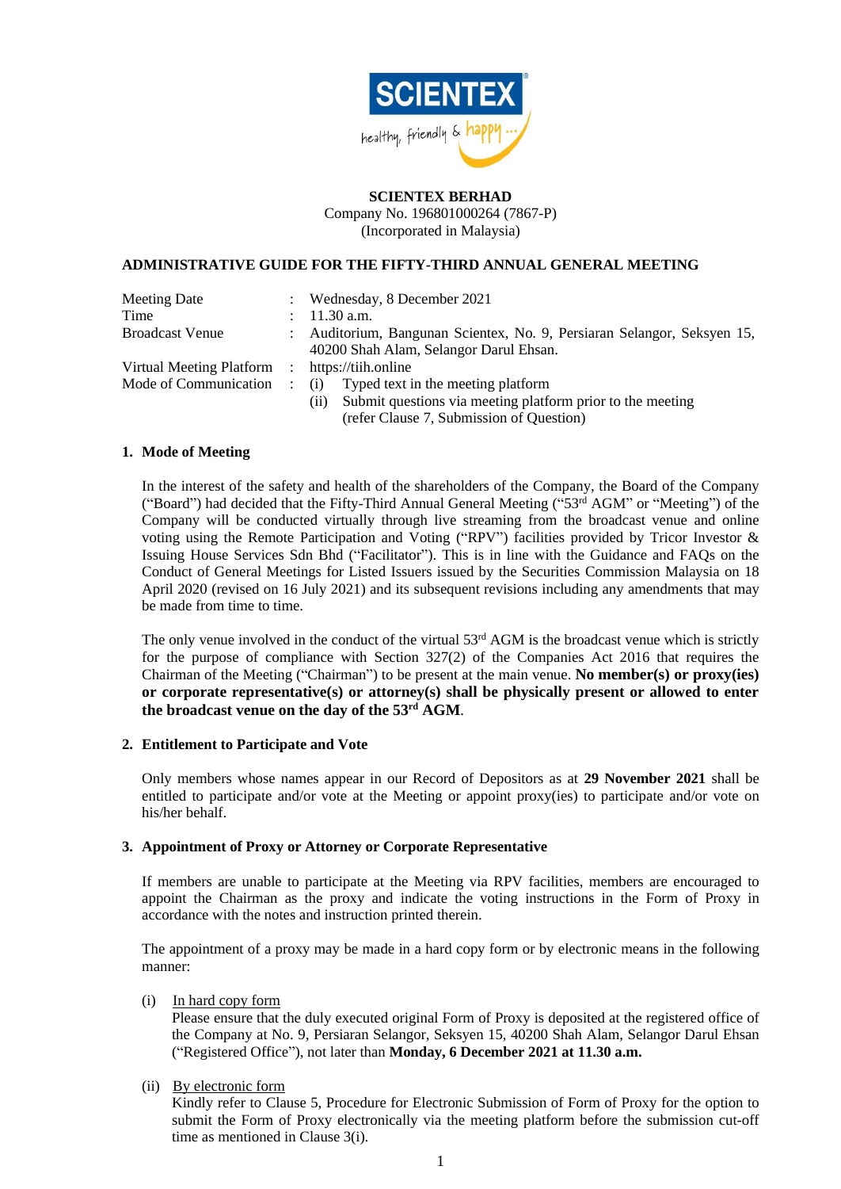**SCIENTEX BERHAD**
Company No. 196801000264 (7867-P)
(Incorporated in Malaysia)

## ADMINISTRATIVE GUIDE FOR THE FIFTY-THIRD ANNUAL GENERAL MEETING

| | | |
|---|---|---|
| Meeting Date | : | Wednesday, 8 December 2021 |
| Time | : | 11.30 a.m. |
| Broadcast Venue | : | Auditorium, Bangunan Scientex, No. 9, Persiaran Selangor, Seksyen 15, 40200 Shah Alam, Selangor Darul Ehsan. |
| Virtual Meeting Platform | : | https://tiih.online |
| Mode of Communication | : | (i) Typed text in the meeting platform<br>(ii) Submit questions via meeting platform prior to the meeting (refer Clause 7, Submission of Question) |

### 1. Mode of Meeting

In the interest of the safety and health of the shareholders of the Company, the Board of the Company ("Board") had decided that the Fifty-Third Annual General Meeting ("53rd AGM" or "Meeting") of the Company will be conducted virtually through live streaming from the broadcast venue and online voting using the Remote Participation and Voting ("RPV") facilities provided by Tricor Investor & Issuing House Services Sdn Bhd ("Facilitator"). This is in line with the Guidance and FAQs on the Conduct of General Meetings for Listed Issuers issued by the Securities Commission Malaysia on 18 April 2020 (revised on 16 July 2021) and its subsequent revisions including any amendments that may be made from time to time.

The only venue involved in the conduct of the virtual 53rd AGM is the broadcast venue which is strictly for the purpose of compliance with Section 327(2) of the Companies Act 2016 that requires the Chairman of the Meeting ("Chairman") to be present at the main venue. **No member(s) or proxy(ies) or corporate representative(s) or attorney(s) shall be physically present or allowed to enter the broadcast venue on the day of the 53rd AGM**.

### 2. Entitlement to Participate and Vote

Only members whose names appear in our Record of Depositors as at **29 November 2021** shall be entitled to participate and/or vote at the Meeting or appoint proxy(ies) to participate and/or vote on his/her behalf.

### 3. Appointment of Proxy or Attorney or Corporate Representative

If members are unable to participate at the Meeting via RPV facilities, members are encouraged to appoint the Chairman as the proxy and indicate the voting instructions in the Form of Proxy in accordance with the notes and instruction printed therein.

The appointment of a proxy may be made in a hard copy form or by electronic means in the following manner:

(i) <u>In hard copy form</u>
Please ensure that the duly executed original Form of Proxy is deposited at the registered office of the Company at No. 9, Persiaran Selangor, Seksyen 15, 40200 Shah Alam, Selangor Darul Ehsan ("Registered Office"), not later than **Monday, 6 December 2021 at 11.30 a.m.**

(ii) <u>By electronic form</u>
Kindly refer to Clause 5, Procedure for Electronic Submission of Form of Proxy for the option to submit the Form of Proxy electronically via the meeting platform before the submission cut-off time as mentioned in Clause 3(i).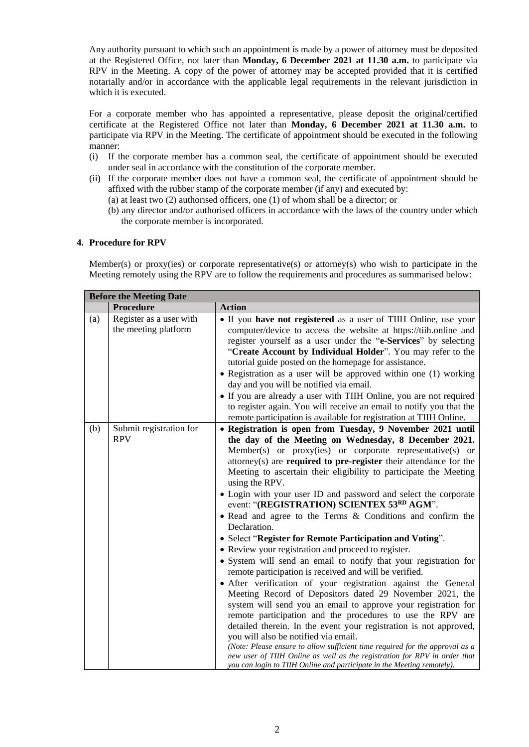Any authority pursuant to which such an appointment is made by a power of attorney must be deposited at the Registered Office, not later than **Monday, 6 December 2021 at 11.30 a.m.** to participate via RPV in the Meeting. A copy of the power of attorney may be accepted provided that it is certified notarially and/or in accordance with the applicable legal requirements in the relevant jurisdiction in which it is executed.

For a corporate member who has appointed a representative, please deposit the original/certified certificate at the Registered Office not later than **Monday, 6 December 2021 at 11.30 a.m.** to participate via RPV in the Meeting. The certificate of appointment should be executed in the following manner:

(i) If the corporate member has a common seal, the certificate of appointment should be executed under seal in accordance with the constitution of the corporate member.

(ii) If the corporate member does not have a common seal, the certificate of appointment should be affixed with the rubber stamp of the corporate member (if any) and executed by:
   (a) at least two (2) authorised officers, one (1) of whom shall be a director; or
   (b) any director and/or authorised officers in accordance with the laws of the country under which the corporate member is incorporated.

**4. Procedure for RPV**

Member(s) or proxy(ies) or corporate representative(s) or attorney(s) who wish to participate in the Meeting remotely using the RPV are to follow the requirements and procedures as summarised below:

| **Before the Meeting Date** | | |
|---|---|---|
| | **Procedure** | **Action** |
| (a) | Register as a user with the meeting platform | • If you **have not registered** as a user of TIIH Online, use your computer/device to access the website at https://tiih.online and register yourself as a user under the "**e-Services**" by selecting "**Create Account by Individual Holder**". You may refer to the tutorial guide posted on the homepage for assistance.<br>• Registration as a user will be approved within one (1) working day and you will be notified via email.<br>• If you are already a user with TIIH Online, you are not required to register again. You will receive an email to notify you that the remote participation is available for registration at TIIH Online. |
| (b) | Submit registration for RPV | • **Registration is open from Tuesday, 9 November 2021 until the day of the Meeting on Wednesday, 8 December 2021.** Member(s) or proxy(ies) or corporate representative(s) or attorney(s) are **required to pre-register** their attendance for the Meeting to ascertain their eligibility to participate the Meeting using the RPV.<br>• Login with your user ID and password and select the corporate event: "**(REGISTRATION) SCIENTEX 53RD AGM**".<br>• Read and agree to the Terms & Conditions and confirm the Declaration.<br>• Select "**Register for Remote Participation and Voting**".<br>• Review your registration and proceed to register.<br>• System will send an email to notify that your registration for remote participation is received and will be verified.<br>• After verification of your registration against the General Meeting Record of Depositors dated 29 November 2021, the system will send you an email to approve your registration for remote participation and the procedures to use the RPV are detailed therein. In the event your registration is not approved, you will also be notified via email.<br>*(Note: Please ensure to allow sufficient time required for the approval as a new user of TIIH Online as well as the registration for RPV in order that you can login to TIIH Online and participate in the Meeting remotely).* |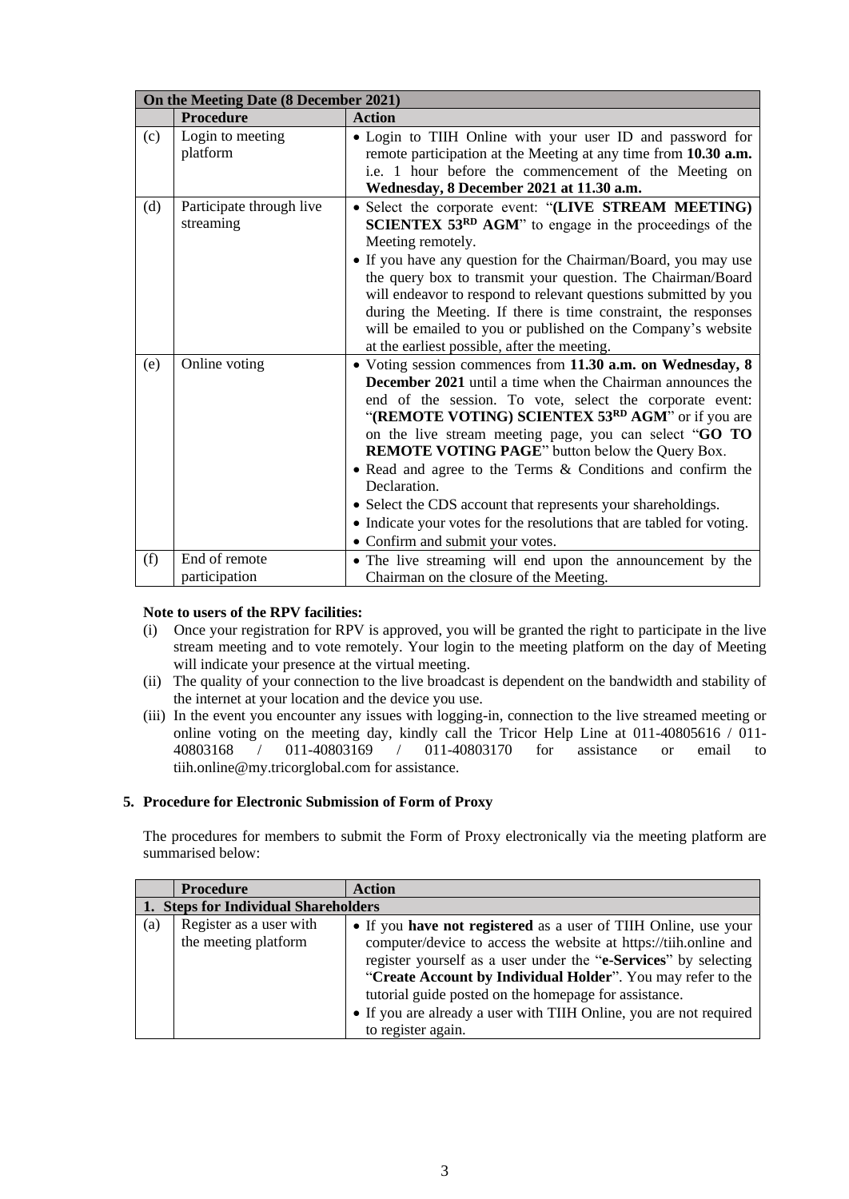| On the Meeting Date (8 December 2021) | | |
|---|---|---|
| | **Procedure** | **Action** |
| (c) | Login to meeting platform | • Login to TIIH Online with your user ID and password for remote participation at the Meeting at any time from **10.30 a.m.** i.e. 1 hour before the commencement of the Meeting on **Wednesday, 8 December 2021 at 11.30 a.m.** |
| (d) | Participate through live streaming | • Select the corporate event: "**(LIVE STREAM MEETING) SCIENTEX 53RD AGM**" to engage in the proceedings of the Meeting remotely.<br>• If you have any question for the Chairman/Board, you may use the query box to transmit your question. The Chairman/Board will endeavor to respond to relevant questions submitted by you during the Meeting. If there is time constraint, the responses will be emailed to you or published on the Company's website at the earliest possible, after the meeting. |
| (e) | Online voting | • Voting session commences from **11.30 a.m. on Wednesday, 8 December 2021** until a time when the Chairman announces the end of the session. To vote, select the corporate event: "**(REMOTE VOTING) SCIENTEX 53RD AGM**" or if you are on the live stream meeting page, you can select "**GO TO REMOTE VOTING PAGE**" button below the Query Box.<br>• Read and agree to the Terms & Conditions and confirm the Declaration.<br>• Select the CDS account that represents your shareholdings.<br>• Indicate your votes for the resolutions that are tabled for voting.<br>• Confirm and submit your votes. |
| (f) | End of remote participation | • The live streaming will end upon the announcement by the Chairman on the closure of the Meeting. |

**Note to users of the RPV facilities:**

(i) Once your registration for RPV is approved, you will be granted the right to participate in the live stream meeting and to vote remotely. Your login to the meeting platform on the day of Meeting will indicate your presence at the virtual meeting.

(ii) The quality of your connection to the live broadcast is dependent on the bandwidth and stability of the internet at your location and the device you use.

(iii) In the event you encounter any issues with logging-in, connection to the live streamed meeting or online voting on the meeting day, kindly call the Tricor Help Line at 011-40805616 / 011-40803168 / 011-40803169 / 011-40803170 for assistance or email to tiih.online@my.tricorglobal.com for assistance.

**5. Procedure for Electronic Submission of Form of Proxy**

The procedures for members to submit the Form of Proxy electronically via the meeting platform are summarised below:

| | **Procedure** | **Action** |
|---|---|---|
| **1. Steps for Individual Shareholders** | | |
| (a) | Register as a user with the meeting platform | • If you **have not registered** as a user of TIIH Online, use your computer/device to access the website at https://tiih.online and register yourself as a user under the "**e-Services**" by selecting "**Create Account by Individual Holder**". You may refer to the tutorial guide posted on the homepage for assistance.<br>• If you are already a user with TIIH Online, you are not required to register again. |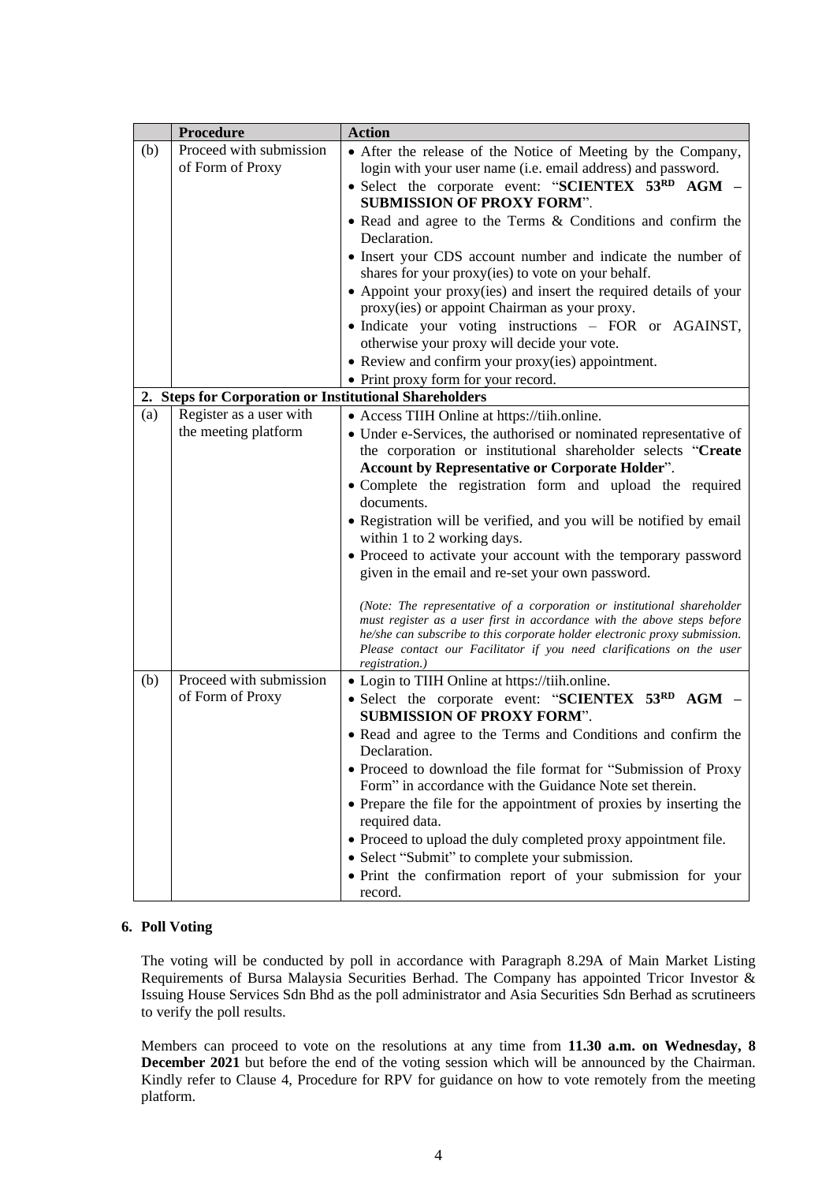| | Procedure | Action |
|---|---|---|
| (b) | Proceed with submission of Form of Proxy | • After the release of the Notice of Meeting by the Company, login with your user name (i.e. email address) and password.<br>• Select the corporate event: "**SCIENTEX 53RD AGM – SUBMISSION OF PROXY FORM**".<br>• Read and agree to the Terms & Conditions and confirm the Declaration.<br>• Insert your CDS account number and indicate the number of shares for your proxy(ies) to vote on your behalf.<br>• Appoint your proxy(ies) and insert the required details of your proxy(ies) or appoint Chairman as your proxy.<br>• Indicate your voting instructions – FOR or AGAINST, otherwise your proxy will decide your vote.<br>• Review and confirm your proxy(ies) appointment.<br>• Print proxy form for your record. |
| **2.** | **Steps for Corporation or Institutional Shareholders** | |
| (a) | Register as a user with the meeting platform | • Access TIIH Online at https://tiih.online.<br>• Under e-Services, the authorised or nominated representative of the corporation or institutional shareholder selects "**Create Account by Representative or Corporate Holder**".<br>• Complete the registration form and upload the required documents.<br>• Registration will be verified, and you will be notified by email within 1 to 2 working days.<br>• Proceed to activate your account with the temporary password given in the email and re-set your own password.<br><br>*(Note: The representative of a corporation or institutional shareholder must register as a user first in accordance with the above steps before he/she can subscribe to this corporate holder electronic proxy submission. Please contact our Facilitator if you need clarifications on the user registration.)* |
| (b) | Proceed with submission of Form of Proxy | • Login to TIIH Online at https://tiih.online.<br>• Select the corporate event: "**SCIENTEX 53RD AGM – SUBMISSION OF PROXY FORM**".<br>• Read and agree to the Terms and Conditions and confirm the Declaration.<br>• Proceed to download the file format for "Submission of Proxy Form" in accordance with the Guidance Note set therein.<br>• Prepare the file for the appointment of proxies by inserting the required data.<br>• Proceed to upload the duly completed proxy appointment file.<br>• Select "Submit" to complete your submission.<br>• Print the confirmation report of your submission for your record. |

**6. Poll Voting**

The voting will be conducted by poll in accordance with Paragraph 8.29A of Main Market Listing Requirements of Bursa Malaysia Securities Berhad. The Company has appointed Tricor Investor & Issuing House Services Sdn Bhd as the poll administrator and Asia Securities Sdn Berhad as scrutineers to verify the poll results.

Members can proceed to vote on the resolutions at any time from **11.30 a.m. on Wednesday, 8 December 2021** but before the end of the voting session which will be announced by the Chairman. Kindly refer to Clause 4, Procedure for RPV for guidance on how to vote remotely from the meeting platform.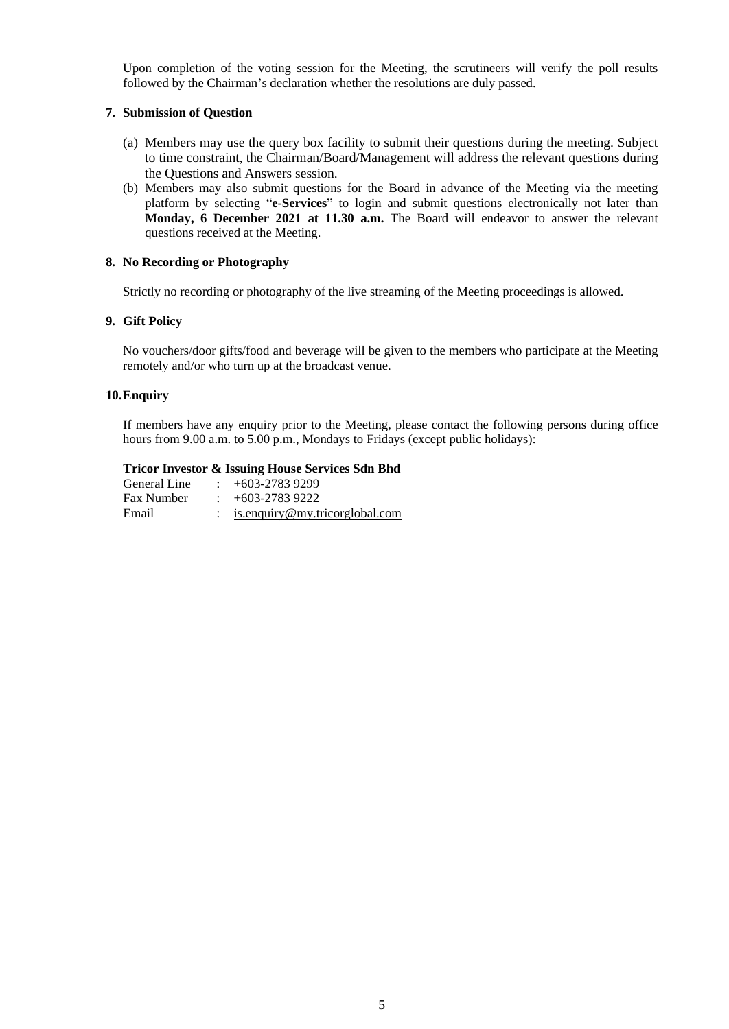Upon completion of the voting session for the Meeting, the scrutineers will verify the poll results followed by the Chairman's declaration whether the resolutions are duly passed.

**7. Submission of Question**

(a) Members may use the query box facility to submit their questions during the meeting. Subject to time constraint, the Chairman/Board/Management will address the relevant questions during the Questions and Answers session.

(b) Members may also submit questions for the Board in advance of the Meeting via the meeting platform by selecting "**e-Services**" to login and submit questions electronically not later than **Monday, 6 December 2021 at 11.30 a.m.** The Board will endeavor to answer the relevant questions received at the Meeting.

**8. No Recording or Photography**

Strictly no recording or photography of the live streaming of the Meeting proceedings is allowed.

**9. Gift Policy**

No vouchers/door gifts/food and beverage will be given to the members who participate at the Meeting remotely and/or who turn up at the broadcast venue.

**10. Enquiry**

If members have any enquiry prior to the Meeting, please contact the following persons during office hours from 9.00 a.m. to 5.00 p.m., Mondays to Fridays (except public holidays):

**Tricor Investor & Issuing House Services Sdn Bhd**

| | | |
|---|---|---|
| General Line | : | +603-2783 9299 |
| Fax Number | : | +603-2783 9222 |
| Email | : | is.enquiry@my.tricorglobal.com |